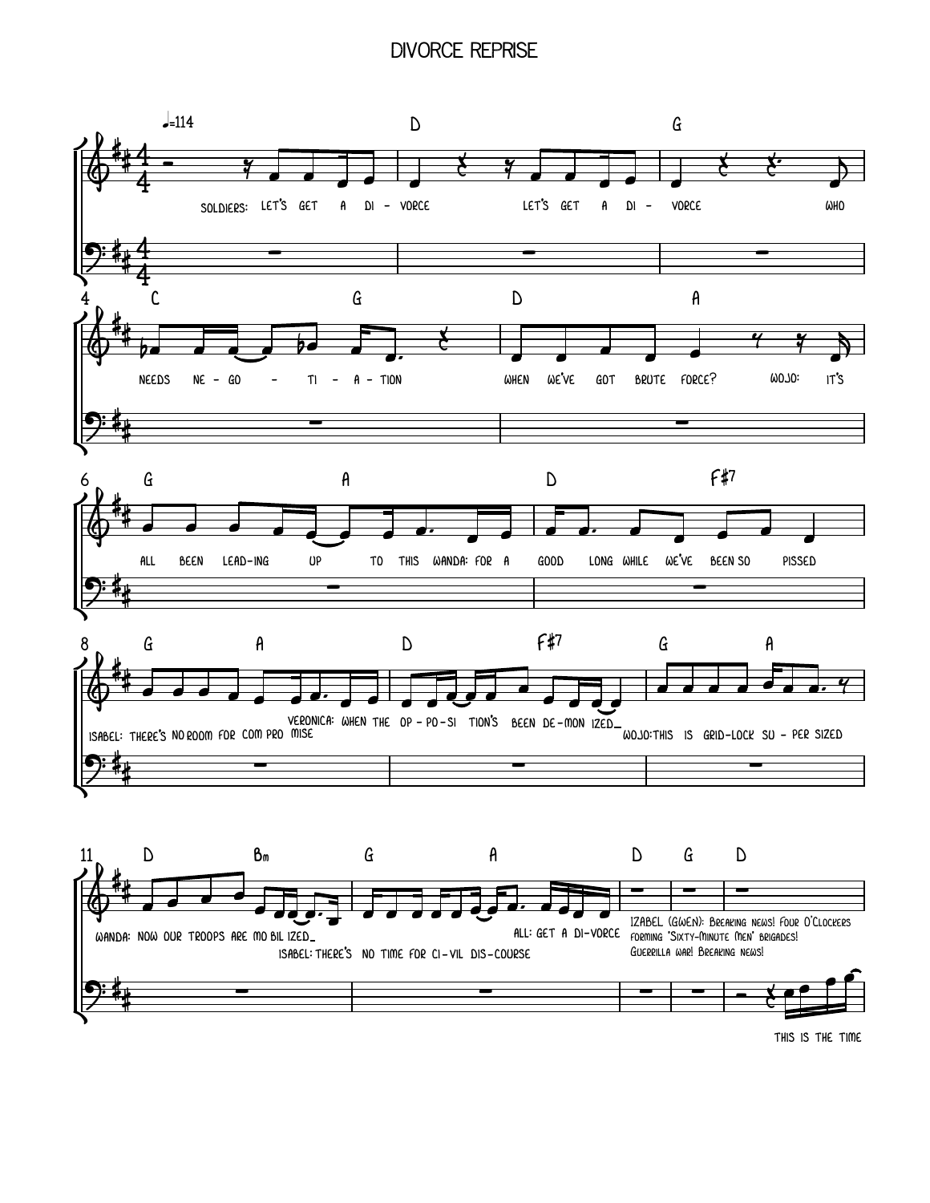# DIVORCE REPRISE

♩=114

D G

SOLDIERS: LET'S GET A DI - VORCE LET'S GET A DI - VORCE WHO

C G D A

NEEDS NE - GO - TI - A - TION WHEN WE'VE GOT BRUTE FORCE? WOJO: IT'S

G A D F#7

ALL BEEN LEAD-ING UP TO THIS WANDA: FOR A GOOD LONG WHILE WE'VE BEEN SO PISSED

G A D F#7 G A

ISABEL: THERE'S NO ROOM FOR COM PRO MISE VERONICA: WHEN THE OP - PO - SI TION'S BEEN DE - MON IZED_ WOJO: THIS IS GRID-LOCK SU - PER SIZED

D Bm G A D G D

WANDA: NOW OUR TROOPS ARE MO BIL IZED_ ISABEL: THERE'S NO TIME FOR CI - VIL DIS-COURSE ALL: GET A DI-VORCE

IZABEL (GWEN): Breaking news! Four O'Clockers forming "Sixty-Minute Men" brigades! Guerrilla war! Breaking news!

THIS IS THE TIME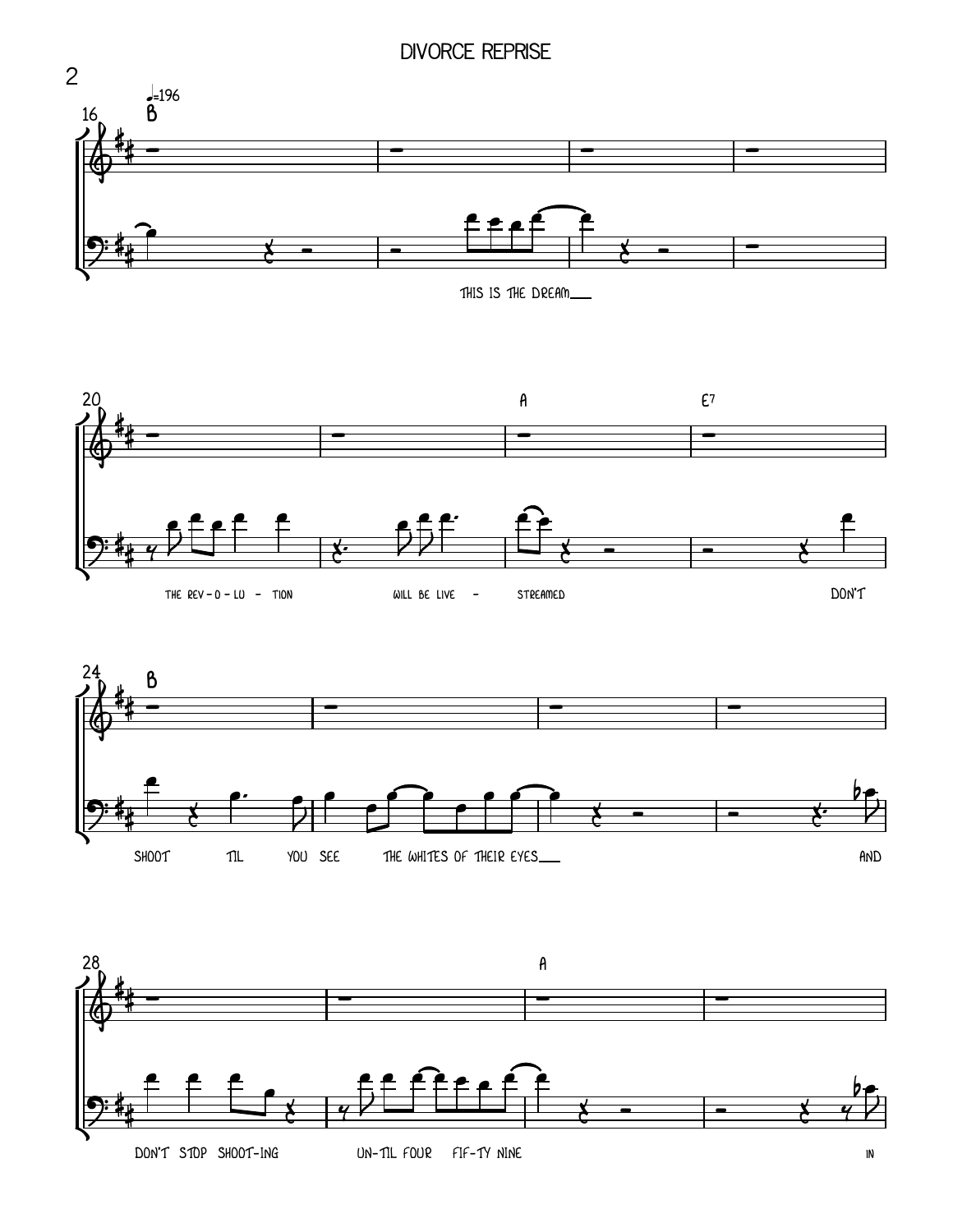# DIVORCE REPRISE

♩=196

**B**

16

THIS IS THE DREAM___

20

A E7

THE REV - O - LU - TION WILL BE LIVE - STREAMED DON'T

24

**B**

SHOOT TIL YOU SEE THE WHITES OF THEIR EYES___ AND

28

A

DON'T STOP SHOOT-ING UN-TIL FOUR FIF-TY NINE IN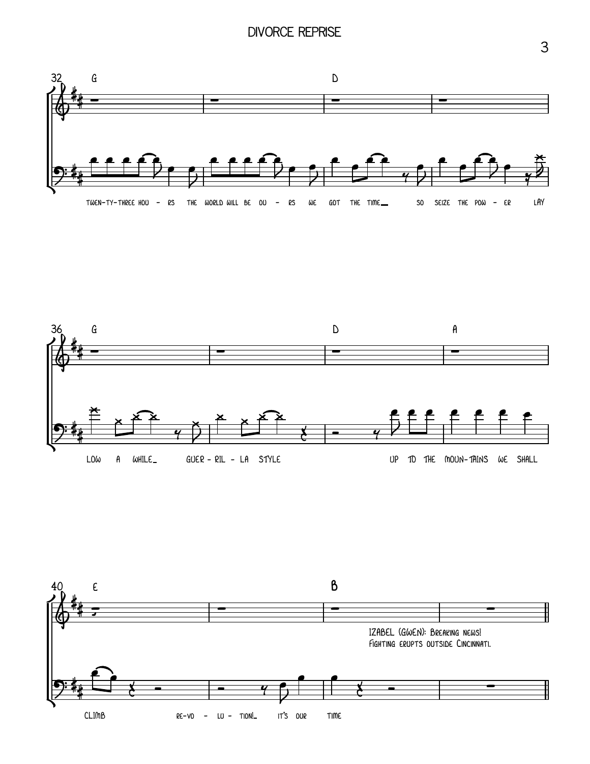# DIVORCE REPRISE

32 G D

TWEN-TY-THREE HOU - RS THE WORLD WILL BE OU - RS WE GOT THE TIME SO SEIZE THE POW - ER LAY

36 G D A

LOW A WHILE GUER - RIL - LA STYLE UP TO THE MOUN-TAINS WE SHALL

40 E B

IZABEL (GWEN): Breaking news!
Fighting erupts outside Cincinnati.

CLIMB RE-VO - LU - TION! IT'S OUR TIME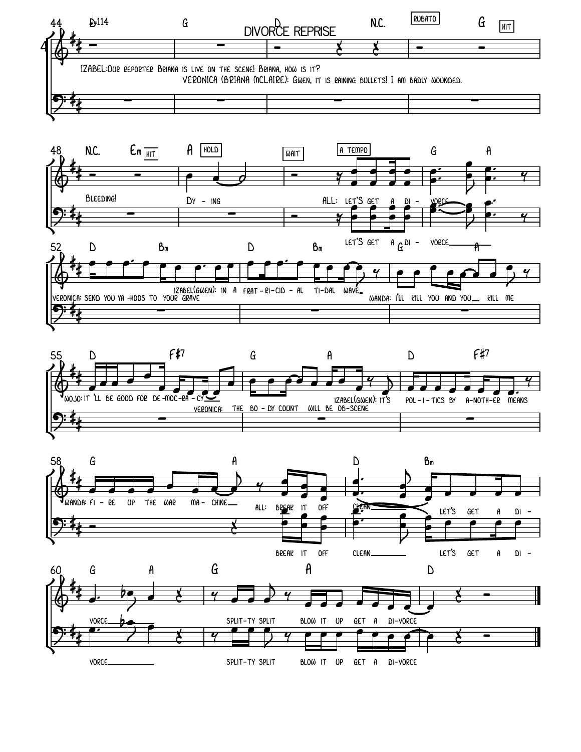# DIVORCE REPRISE

44 ♩=114 | G | D | N.C. | RUBATO | G | HIT

IZABEL: Our reporter Briana is live on the scene! Briana, how is it?

VERONICA (BRIANA MCLAIRE): Gwen, it is raining bullets! I am badly wounded.

48 N.C. | Em | HIT | A | HOLD | WAIT | A TEMPO | G | A

Bleeding! Dy - ing

ALL: Let's get a di - vorce

52 D | Bm | D | Bm | G | A

VERONICA: Send you ya - hoos to your grave

IZABEL(GWEN): In a frat - ri - cid - al ti - dal wave

WANDA: I'll kill you and you kill me

let's get a di - vorce

55 D | F#7 | G | A | D | F#7

WOJO: It 'll be good for de - moc - ra - cy

VERONICA: The bo - dy count will be ob - scene

IZABEL(GWEN): It's pol - i - tics by a - noth - er means

58 G | A | D | Bm

WANDA: Fi - re up the war ma - chine

ALL: Break it off clean let's get a di -

break it off clean let's get a di -

60 G | A | G | A | D

vorce split - ty split blow it up get a di - vorce

vorce split - ty split blow it up get a di - vorce